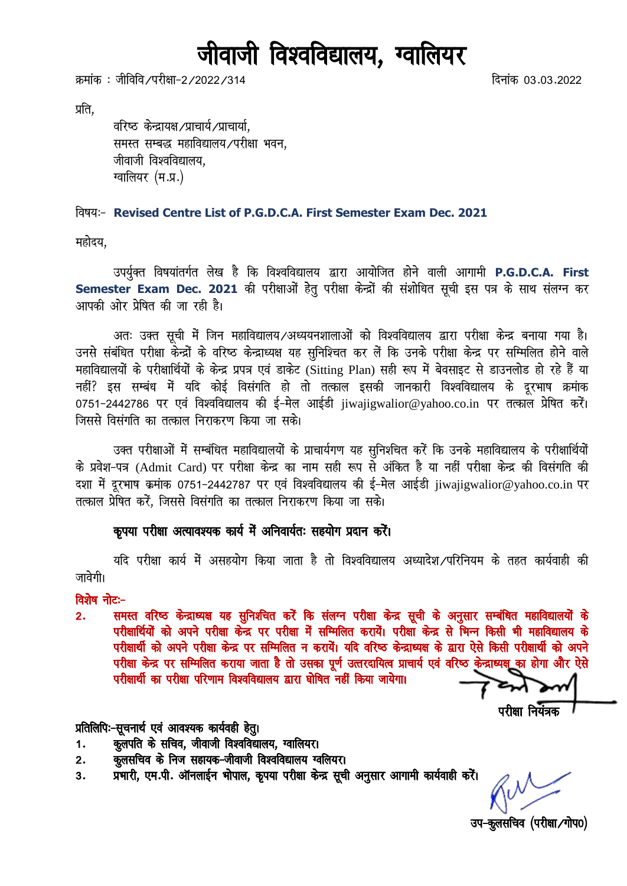# जीवाजी विश्वविद्यालय, ग्वालियर

क्रमांक : जीविवि/परीक्षा-2/2022/314 दिनांक 03.03.2022

प्रति,

वरिष्ठ केन्द्रायक्ष/प्राचार्य/प्राचार्या,
समस्त सम्बद्ध महाविद्यालय/परीक्षा भवन,
जीवाजी विश्वविद्यालय,
ग्वालियर (म.प्र.)

विषयः- **Revised Centre List of P.G.D.C.A. First Semester Exam Dec. 2021**

महोदय,

उपर्युक्त विषयांतर्गत लेख है कि विश्वविद्यालय द्वारा आयोजित होने वाली आगामी **P.G.D.C.A. First Semester Exam Dec. 2021** की परीक्षाओं हेतु परीक्षा केन्द्रों की संशोधित सूची इस पत्र के साथ संलग्न कर आपकी ओर प्रेषित की जा रही है।

अतः उक्त सूची में जिन महाविद्यालय/अध्ययनशालाओं को विश्वविद्यालय द्वारा परीक्षा केन्द्र बनाया गया है। उनसे संबंधित परीक्षा केन्द्रों के वरिष्ठ केन्द्राध्यक्ष यह सुनिश्चित कर लें कि उनके परीक्षा केन्द्र पर सम्मिलित होने वाले महाविद्यालयों के परीक्षार्थियों के केन्द्र प्रपत्र एवं डाकेट (Sitting Plan) सही रूप में बेवसाइट से डाउनलोड हो रहे हैं या नहीं? इस सम्बंध में यदि कोई विसंगति हो तो तत्काल इसकी जानकारी विश्वविद्यालय के दूरभाष क्रमांक 0751-2442786 पर एवं विश्वविद्यालय की ई-मेल आईडी jiwajigwalior@yahoo.co.in पर तत्काल प्रेषित करें। जिससे विसंगति का तत्काल निराकरण किया जा सके।

उक्त परीक्षाओं में सम्बंधित महाविद्यालयों के प्राचार्यगण यह सुनिश्चित करें कि उनके महाविद्यालय के परीक्षार्थियों के प्रवेश-पत्र (Admit Card) पर परीक्षा केन्द्र का नाम सही रूप से अंकित है या नहीं परीक्षा केन्द्र की विसंगति की दशा में दूरभाष क्रमांक 0751-2442787 पर एवं विश्वविद्यालय की ई-मेल आईडी jiwajigwalior@yahoo.co.in पर तत्काल प्रेषित करें, जिससे विसंगति का तत्काल निराकरण किया जा सके।

**कृपया परीक्षा अत्यावश्यक कार्य में अनिवार्यतः सहयोग प्रदान करें।**

यदि परीक्षा कार्य में असहयोग किया जाता है तो विश्वविद्यालय अध्यादेश/परिनियम के तहत कार्यवाही की जावेगी।

**विशेष नोटः-**

2. **समस्त वरिष्ठ केन्द्राध्यक्ष यह सुनिश्चित करें कि संलग्न परीक्षा केन्द्र सूची के अनुसार सम्बंधित महाविद्यालयों के परीक्षार्थियों को अपने परीक्षा केन्द्र पर परीक्षा में सम्मिलित करायें। परीक्षा केन्द्र से भिन्न किसी भी महाविद्यालय के परीक्षार्थी को अपने परीक्षा केन्द्र पर सम्मिलित न करायें। यदि वरिष्ठ केन्द्राध्यक्ष के द्वारा ऐसे किसी परीक्षार्थी को अपने परीक्षा केन्द्र पर सम्मिलित कराया जाता है तो उसका पूर्ण उत्तरदायित्व प्राचार्य एवं वरिष्ठ केन्द्राध्यक्ष का होगा और ऐसे परीक्षार्थी का परीक्षा परिणाम विश्वविद्यालय द्वारा घोषित नहीं किया जायेगा।**

परीक्षा नियंत्रक

**प्रतिलिपिः-सूचनार्थ एवं आवश्यक कार्यवही हेतु।**

1. **कुलपति के सचिव, जीवाजी विश्वविद्यालय, ग्वालियर।**
2. **कुलसचिव के निज सहायक-जीवाजी विश्वविद्यालय ग्वलियर।**
3. **प्रभारी, एम.पी. ऑनलाईन भोपाल, कृपया परीक्षा केन्द्र सूची अनुसार आगामी कार्यवाही करें।**

उप-कुलसचिव (परीक्षा/गोप0)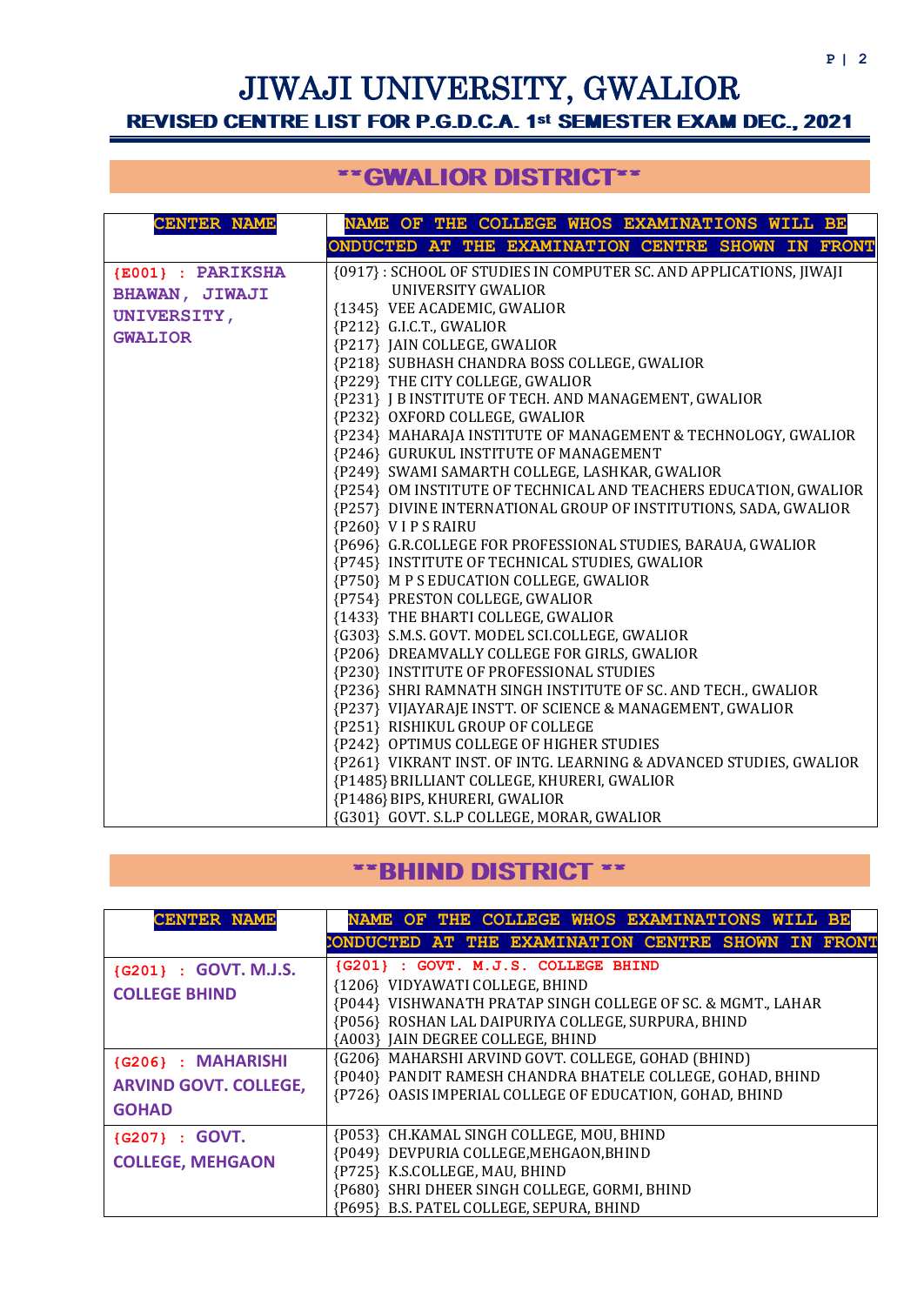# JIWAJI UNIVERSITY, GWALIOR

## REVISED CENTRE LIST FOR P.G.D.C.A. 1st SEMESTER EXAM DEC., 2021

## **GWALIOR DISTRICT**

| CENTER NAME | NAME OF THE COLLEGE WHOS EXAMINATIONS WILL BE ONDUCTED AT THE EXAMINATION CENTRE SHOWN IN FRONT |
|---|---|
| {E001} : PARIKSHA BHAWAN, JIWAJI UNIVERSITY, GWALIOR | {0917} : SCHOOL OF STUDIES IN COMPUTER SC. AND APPLICATIONS, JIWAJI UNIVERSITY GWALIOR<br>{1345} VEE ACADEMIC, GWALIOR<br>{P212} G.I.C.T., GWALIOR<br>{P217} JAIN COLLEGE, GWALIOR<br>{P218} SUBHASH CHANDRA BOSS COLLEGE, GWALIOR<br>{P229} THE CITY COLLEGE, GWALIOR<br>{P231} J B INSTITUTE OF TECH. AND MANAGEMENT, GWALIOR<br>{P232} OXFORD COLLEGE, GWALIOR<br>{P234} MAHARAJA INSTITUTE OF MANAGEMENT & TECHNOLOGY, GWALIOR<br>{P246} GURUKUL INSTITUTE OF MANAGEMENT<br>{P249} SWAMI SAMARTH COLLEGE, LASHKAR, GWALIOR<br>{P254} OM INSTITUTE OF TECHNICAL AND TEACHERS EDUCATION, GWALIOR<br>{P257} DIVINE INTERNATIONAL GROUP OF INSTITUTIONS, SADA, GWALIOR<br>{P260} V I P S RAIRU<br>{P696} G.R.COLLEGE FOR PROFESSIONAL STUDIES, BARAUA, GWALIOR<br>{P745} INSTITUTE OF TECHNICAL STUDIES, GWALIOR<br>{P750} M P S EDUCATION COLLEGE, GWALIOR<br>{P754} PRESTON COLLEGE, GWALIOR<br>{1433} THE BHARTI COLLEGE, GWALIOR<br>{G303} S.M.S. GOVT. MODEL SCI.COLLEGE, GWALIOR<br>{P206} DREAMVALLY COLLEGE FOR GIRLS, GWALIOR<br>{P230} INSTITUTE OF PROFESSIONAL STUDIES<br>{P236} SHRI RAMNATH SINGH INSTITUTE OF SC. AND TECH., GWALIOR<br>{P237} VIJAYARAJE INSTT. OF SCIENCE & MANAGEMENT, GWALIOR<br>{P251} RISHIKUL GROUP OF COLLEGE<br>{P242} OPTIMUS COLLEGE OF HIGHER STUDIES<br>{P261} VIKRANT INST. OF INTG. LEARNING & ADVANCED STUDIES, GWALIOR<br>{P1485} BRILLIANT COLLEGE, KHURERI, GWALIOR<br>{P1486} BIPS, KHURERI, GWALIOR<br>{G301} GOVT. S.L.P COLLEGE, MORAR, GWALIOR |

## **BHIND DISTRICT **

| CENTER NAME | NAME OF THE COLLEGE WHOS EXAMINATIONS WILL BE CONDUCTED AT THE EXAMINATION CENTRE SHOWN IN FRONT |
|---|---|
| {G201} : GOVT. M.J.S. COLLEGE BHIND | {G201} : GOVT. M.J.S. COLLEGE BHIND<br>{1206} VIDYAWATI COLLEGE, BHIND<br>{P044} VISHWANATH PRATAP SINGH COLLEGE OF SC. & MGMT., LAHAR<br>{P056} ROSHAN LAL DAIPURIYA COLLEGE, SURPURA, BHIND<br>{A003} JAIN DEGREE COLLEGE, BHIND |
| {G206} : MAHARISHI ARVIND GOVT. COLLEGE, GOHAD | {G206} MAHARSHI ARVIND GOVT. COLLEGE, GOHAD (BHIND)<br>{P040} PANDIT RAMESH CHANDRA BHATELE COLLEGE, GOHAD, BHIND<br>{P726} OASIS IMPERIAL COLLEGE OF EDUCATION, GOHAD, BHIND |
| {G207} : GOVT. COLLEGE, MEHGAON | {P053} CH.KAMAL SINGH COLLEGE, MOU, BHIND<br>{P049} DEVPURIA COLLEGE,MEHGAON,BHIND<br>{P725} K.S.COLLEGE, MAU, BHIND<br>{P680} SHRI DHEER SINGH COLLEGE, GORMI, BHIND<br>{P695} B.S. PATEL COLLEGE, SEPURA, BHIND |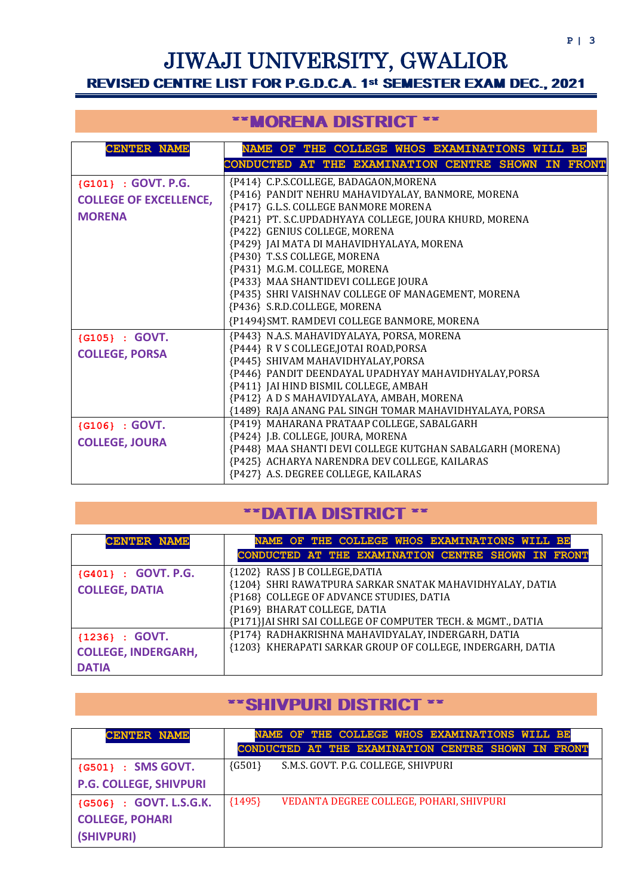# JIWAJI UNIVERSITY, GWALIOR

## REVISED CENTRE LIST FOR P.G.D.C.A. 1st SEMESTER EXAM DEC., 2021

## **MORENA DISTRICT **

| CENTER NAME | NAME OF THE COLLEGE WHOS EXAMINATIONS WILL BE CONDUCTED AT THE EXAMINATION CENTRE SHOWN IN FRONT |
|---|---|
| {G101} : GOVT. P.G. COLLEGE OF EXCELLENCE, MORENA | {P414} C.P.S.COLLEGE, BADAGAON,MORENA<br>{P416} PANDIT NEHRU MAHAVIDYALAY, BANMORE, MORENA<br>{P417} G.L.S. COLLEGE BANMORE MORENA<br>{P421} PT. S.C.UPDADHYAYA COLLEGE, JOURA KHURD, MORENA<br>{P422} GENIUS COLLEGE, MORENA<br>{P429} JAI MATA DI MAHAVIDHYALAYA, MORENA<br>{P430} T.S.S COLLEGE, MORENA<br>{P431} M.G.M. COLLEGE, MORENA<br>{P433} MAA SHANTIDEVI COLLEGE JOURA<br>{P435} SHRI VAISHNAV COLLEGE OF MANAGEMENT, MORENA<br>{P436} S.R.D.COLLEGE, MORENA<br>{P1494}SMT. RAMDEVI COLLEGE BANMORE, MORENA |
| {G105} : GOVT. COLLEGE, PORSA | {P443} N.A.S. MAHAVIDYALAYA, PORSA, MORENA<br>{P444} R V S COLLEGE,JOTAI ROAD,PORSA<br>{P445} SHIVAM MAHAVIDHYALAY,PORSA<br>{P446} PANDIT DEENDAYAL UPADHYAY MAHAVIDHYALAY,PORSA<br>{P411} JAI HIND BISMIL COLLEGE, AMBAH<br>{P412} A D S MAHAVIDYALAYA, AMBAH, MORENA<br>{1489} RAJA ANANG PAL SINGH TOMAR MAHAVIDHYALAYA, PORSA |
| {G106} : GOVT. COLLEGE, JOURA | {P419} MAHARANA PRATAAP COLLEGE, SABALGARH<br>{P424} J.B. COLLEGE, JOURA, MORENA<br>{P448} MAA SHANTI DEVI COLLEGE KUTGHAN SABALGARH (MORENA)<br>{P425} ACHARYA NARENDRA DEV COLLEGE, KAILARAS<br>{P427} A.S. DEGREE COLLEGE, KAILARAS |

## **DATIA DISTRICT **

| CENTER NAME | NAME OF THE COLLEGE WHOS EXAMINATIONS WILL BE CONDUCTED AT THE EXAMINATION CENTRE SHOWN IN FRONT |
|---|---|
| {G401} : GOVT. P.G. COLLEGE, DATIA | {1202} RASS J B COLLEGE,DATIA<br>{1204} SHRI RAWATPURA SARKAR SNATAK MAHAVIDHYALAY, DATIA<br>{P168} COLLEGE OF ADVANCE STUDIES, DATIA<br>{P169} BHARAT COLLEGE, DATIA<br>{P171}JAI SHRI SAI COLLEGE OF COMPUTER TECH. & MGMT., DATIA |
| {1236} : GOVT. COLLEGE, INDERGARH, DATIA | {P174} RADHAKRISHNA MAHAVIDYALAY, INDERGARH, DATIA<br>{1203} KHERAPATI SARKAR GROUP OF COLLEGE, INDERGARH, DATIA |

## **SHIVPURI DISTRICT **

| CENTER NAME | NAME OF THE COLLEGE WHOS EXAMINATIONS WILL BE CONDUCTED AT THE EXAMINATION CENTRE SHOWN IN FRONT |
|---|---|
| {G501} : SMS GOVT. P.G. COLLEGE, SHIVPURI | {G501} S.M.S. GOVT. P.G. COLLEGE, SHIVPURI |
| {G506} : GOVT. L.S.G.K. COLLEGE, POHARI (SHIVPURI) | {1495} VEDANTA DEGREE COLLEGE, POHARI, SHIVPURI |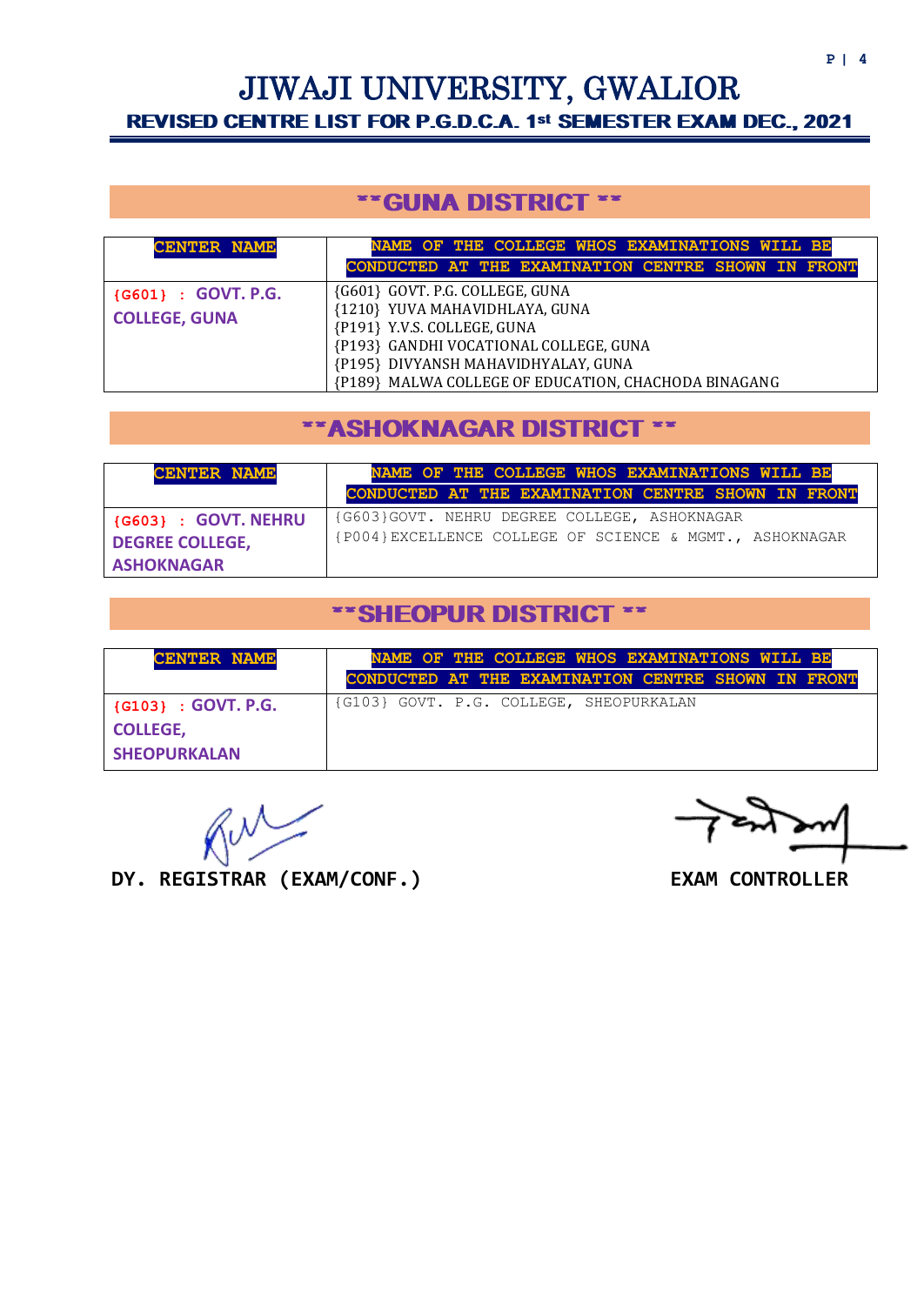# JIWAJI UNIVERSITY, GWALIOR

## REVISED CENTRE LIST FOR P.G.D.C.A. 1st SEMESTER EXAM DEC., 2021

### **GUNA DISTRICT **

| CENTER NAME | NAME OF THE COLLEGE WHOS EXAMINATIONS WILL BE CONDUCTED AT THE EXAMINATION CENTRE SHOWN IN FRONT |
|---|---|
| {G601} : GOVT. P.G. COLLEGE, GUNA | {G601} GOVT. P.G. COLLEGE, GUNA<br>{1210} YUVA MAHAVIDHLAYA, GUNA<br>{P191} Y.V.S. COLLEGE, GUNA<br>{P193} GANDHI VOCATIONAL COLLEGE, GUNA<br>{P195} DIVYANSH MAHAVIDHYALAY, GUNA<br>{P189} MALWA COLLEGE OF EDUCATION, CHACHODA BINAGANG |

### **ASHOKNAGAR DISTRICT **

| CENTER NAME | NAME OF THE COLLEGE WHOS EXAMINATIONS WILL BE CONDUCTED AT THE EXAMINATION CENTRE SHOWN IN FRONT |
|---|---|
| {G603} : GOVT. NEHRU DEGREE COLLEGE, ASHOKNAGAR | {G603}GOVT. NEHRU DEGREE COLLEGE, ASHOKNAGAR<br>{P004}EXCELLENCE COLLEGE OF SCIENCE & MGMT., ASHOKNAGAR |

### **SHEOPUR DISTRICT **

| CENTER NAME | NAME OF THE COLLEGE WHOS EXAMINATIONS WILL BE CONDUCTED AT THE EXAMINATION CENTRE SHOWN IN FRONT |
|---|---|
| {G103} : GOVT. P.G. COLLEGE, SHEOPURKALAN | {G103} GOVT. P.G. COLLEGE, SHEOPURKALAN |

DY. REGISTRAR (EXAM/CONF.)

EXAM CONTROLLER